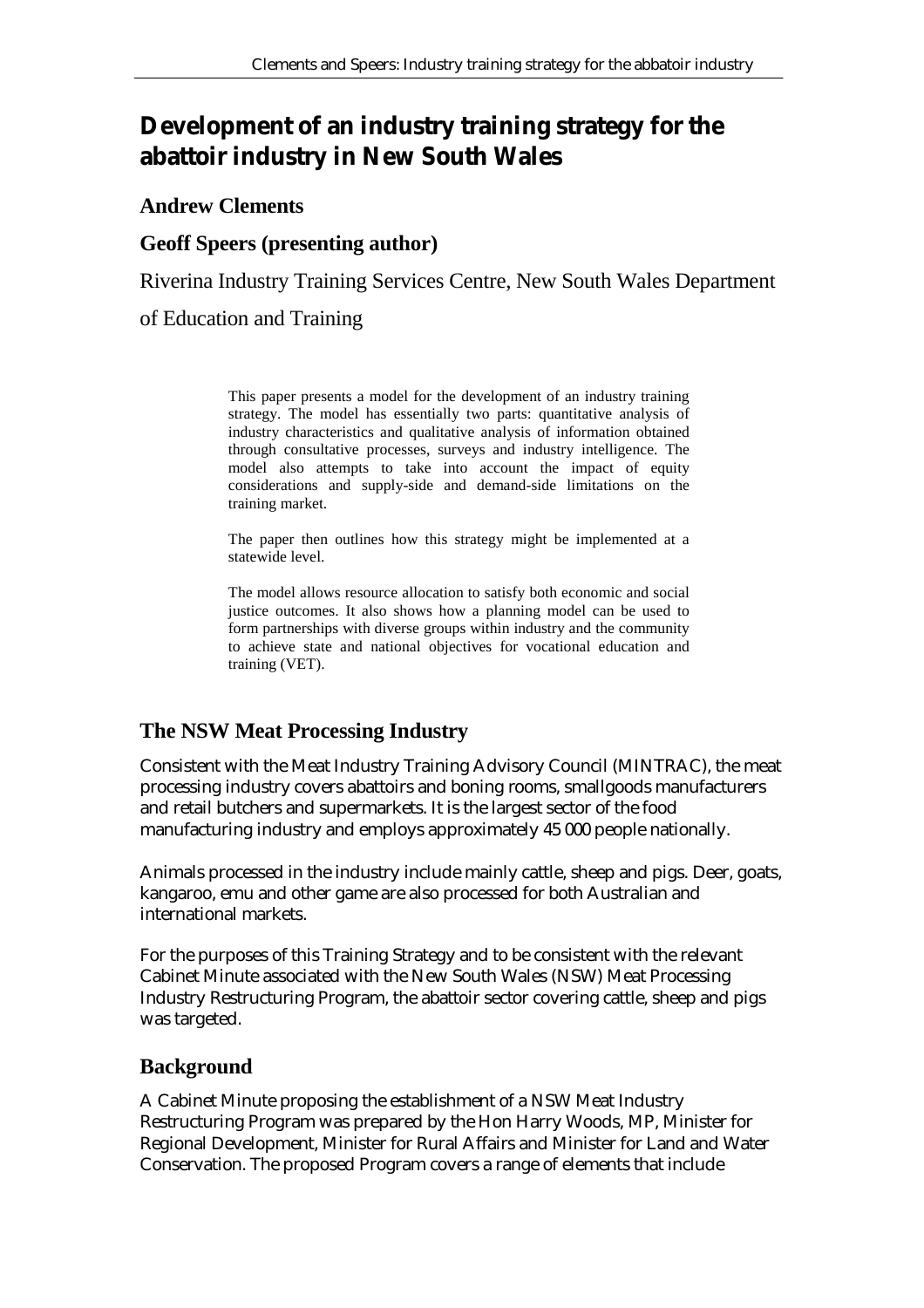# Development of an industry training strategy for the abattoir industry in New South Wales

**Andrew Clements**

**Geoff Speers (presenting author)**

Riverina Industry Training Services Centre, New South Wales Department of Education and Training

> This paper presents a model for the development of an industry training strategy. The model has essentially two parts: quantitative analysis of industry characteristics and qualitative analysis of information obtained through consultative processes, surveys and industry intelligence. The model also attempts to take into account the impact of equity considerations and supply-side and demand-side limitations on the training market.
>
> The paper then outlines how this strategy might be implemented at a statewide level.
>
> The model allows resource allocation to satisfy both economic and social justice outcomes. It also shows how a planning model can be used to form partnerships with diverse groups within industry and the community to achieve state and national objectives for vocational education and training (VET).

## The NSW Meat Processing Industry

Consistent with the Meat Industry Training Advisory Council (MINTRAC), the meat processing industry covers abattoirs and boning rooms, smallgoods manufacturers and retail butchers and supermarkets. It is the largest sector of the food manufacturing industry and employs approximately 45 000 people nationally.

Animals processed in the industry include mainly cattle, sheep and pigs. Deer, goats, kangaroo, emu and other game are also processed for both Australian and international markets.

For the purposes of this Training Strategy and to be consistent with the relevant Cabinet Minute associated with the New South Wales (NSW) Meat Processing Industry Restructuring Program, the abattoir sector covering cattle, sheep and pigs was targeted.

## Background

A Cabinet Minute proposing the establishment of a NSW Meat Industry Restructuring Program was prepared by the Hon Harry Woods, MP, Minister for Regional Development, Minister for Rural Affairs and Minister for Land and Water Conservation. The proposed Program covers a range of elements that include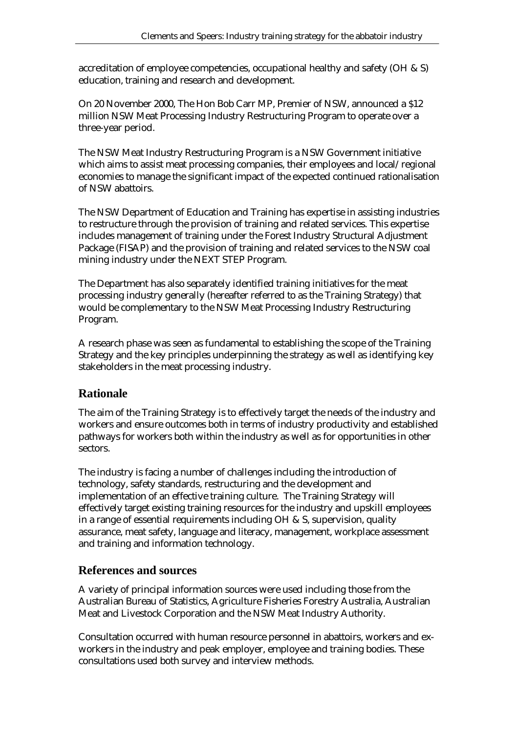accreditation of employee competencies, occupational healthy and safety (OH & S) education, training and research and development.

On 20 November 2000, The Hon Bob Carr MP, Premier of NSW, announced a $12 million NSW Meat Processing Industry Restructuring Program to operate over a three-year period.

The NSW Meat Industry Restructuring Program is a NSW Government initiative which aims to assist meat processing companies, their employees and local/regional economies to manage the significant impact of the expected continued rationalisation of NSW abattoirs.

The NSW Department of Education and Training has expertise in assisting industries to restructure through the provision of training and related services. This expertise includes management of training under the Forest Industry Structural Adjustment Package (FISAP) and the provision of training and related services to the NSW coal mining industry under the NEXT STEP Program.

The Department has also separately identified training initiatives for the meat processing industry generally (hereafter referred to as the Training Strategy) that would be complementary to the NSW Meat Processing Industry Restructuring Program.

A research phase was seen as fundamental to establishing the scope of the Training Strategy and the key principles underpinning the strategy as well as identifying key stakeholders in the meat processing industry.

## Rationale

The aim of the Training Strategy is to effectively target the needs of the industry and workers and ensure outcomes both in terms of industry productivity and established pathways for workers both within the industry as well as for opportunities in other sectors.

The industry is facing a number of challenges including the introduction of technology, safety standards, restructuring and the development and implementation of an effective training culture. The Training Strategy will effectively target existing training resources for the industry and upskill employees in a range of essential requirements including OH & S, supervision, quality assurance, meat safety, language and literacy, management, workplace assessment and training and information technology.

## References and sources

A variety of principal information sources were used including those from the Australian Bureau of Statistics, Agriculture Fisheries Forestry Australia, Australian Meat and Livestock Corporation and the NSW Meat Industry Authority.

Consultation occurred with human resource personnel in abattoirs, workers and ex-workers in the industry and peak employer, employee and training bodies. These consultations used both survey and interview methods.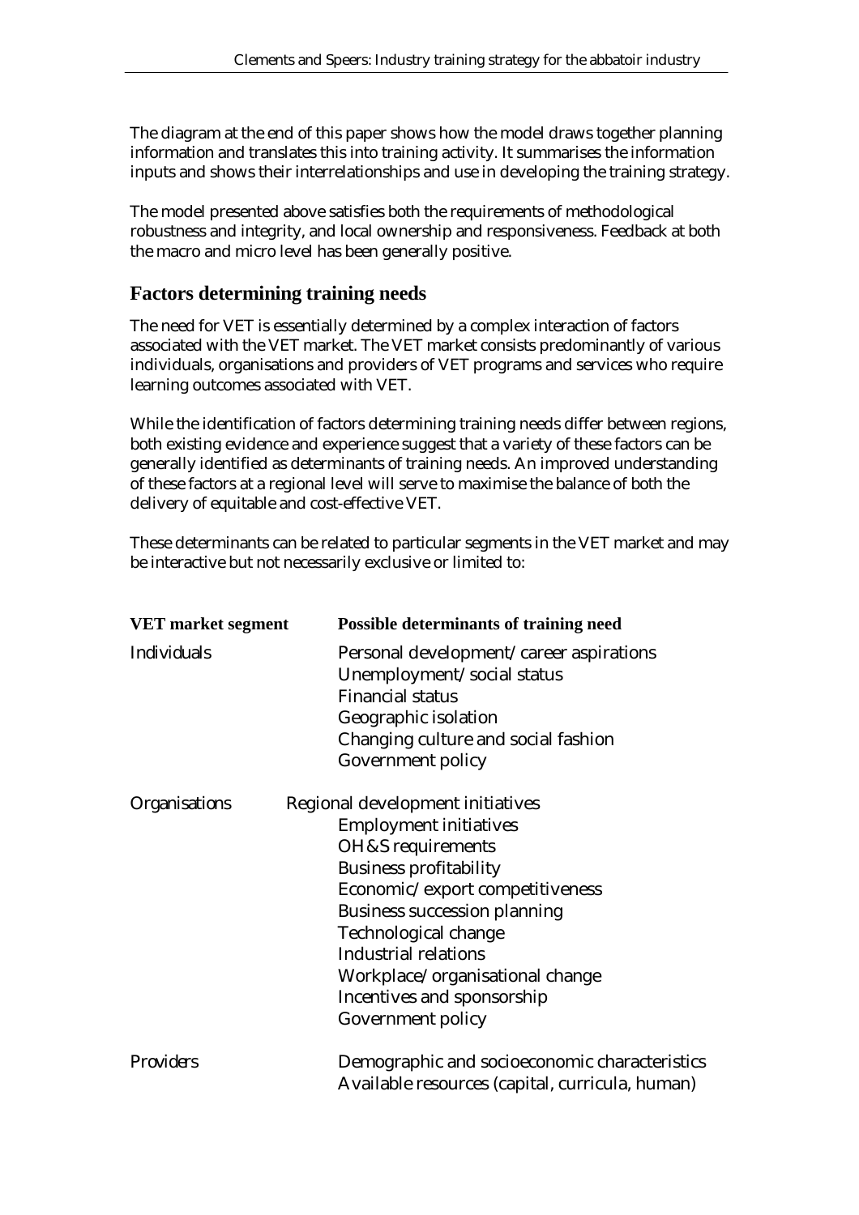The diagram at the end of this paper shows how the model draws together planning information and translates this into training activity. It summarises the information inputs and shows their interrelationships and use in developing the training strategy.

The model presented above satisfies both the requirements of methodological robustness and integrity, and local ownership and responsiveness. Feedback at both the macro and micro level has been generally positive.

## Factors determining training needs

The need for VET is essentially determined by a complex interaction of factors associated with the VET market. The VET market consists predominantly of various individuals, organisations and providers of VET programs and services who require learning outcomes associated with VET.

While the identification of factors determining training needs differ between regions, both existing evidence and experience suggest that a variety of these factors can be generally identified as determinants of training needs. An improved understanding of these factors at a regional level will serve to maximise the balance of both the delivery of equitable and cost-effective VET.

These determinants can be related to particular segments in the VET market and may be interactive but not necessarily exclusive or limited to:

| VET market segment | Possible determinants of training need |
|---|---|
| Individuals | Personal development/career aspirations<br>Unemployment/social status<br>Financial status<br>Geographic isolation<br>Changing culture and social fashion<br>Government policy |
| Organisations | Regional development initiatives<br>Employment initiatives<br>OH&S requirements<br>Business profitability<br>Economic/export competitiveness<br>Business succession planning<br>Technological change<br>Industrial relations<br>Workplace/organisational change<br>Incentives and sponsorship<br>Government policy |
| Providers | Demographic and socioeconomic characteristics<br>Available resources (capital, curricula, human) |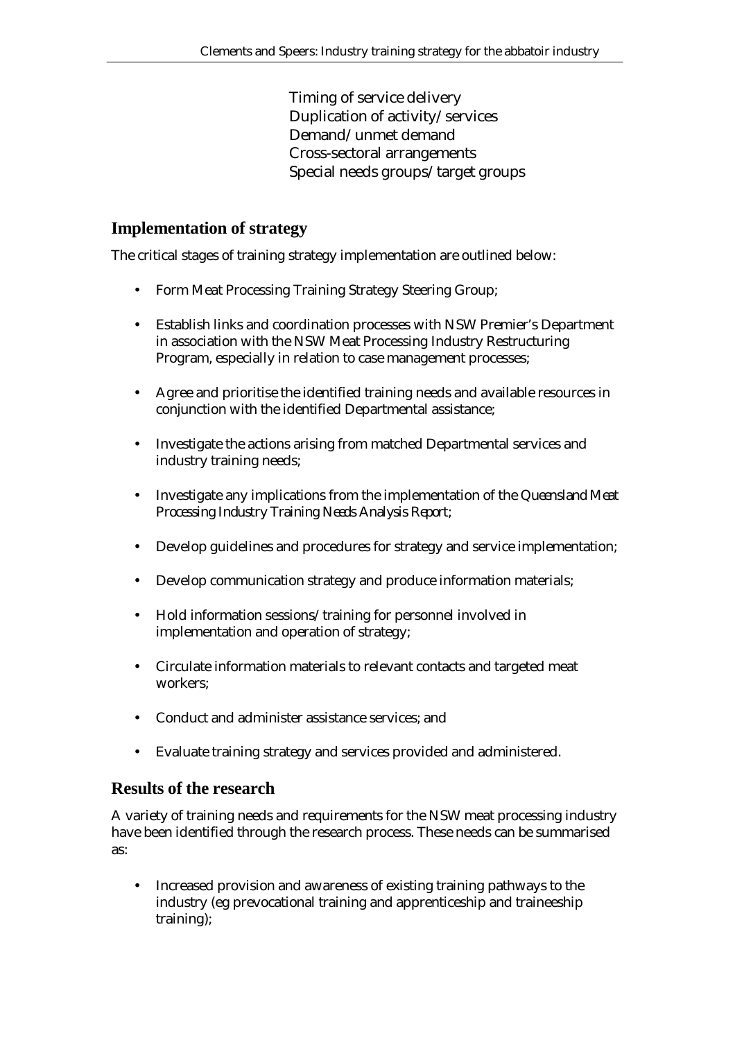Timing of service delivery
Duplication of activity/services
Demand/unmet demand
Cross-sectoral arrangements
Special needs groups/target groups

## Implementation of strategy

The critical stages of training strategy implementation are outlined below:

- Form Meat Processing Training Strategy Steering Group;
- Establish links and coordination processes with NSW Premier's Department in association with the NSW Meat Processing Industry Restructuring Program, especially in relation to case management processes;
- Agree and prioritise the identified training needs and available resources in conjunction with the identified Departmental assistance;
- Investigate the actions arising from matched Departmental services and industry training needs;
- Investigate any implications from the implementation of the *Queensland Meat Processing Industry Training Needs Analysis Report*;
- Develop guidelines and procedures for strategy and service implementation;
- Develop communication strategy and produce information materials;
- Hold information sessions/training for personnel involved in implementation and operation of strategy;
- Circulate information materials to relevant contacts and targeted meat workers;
- Conduct and administer assistance services; and
- Evaluate training strategy and services provided and administered.

## Results of the research

A variety of training needs and requirements for the NSW meat processing industry have been identified through the research process. These needs can be summarised as:

- Increased provision and awareness of existing training pathways to the industry (eg prevocational training and apprenticeship and traineeship training);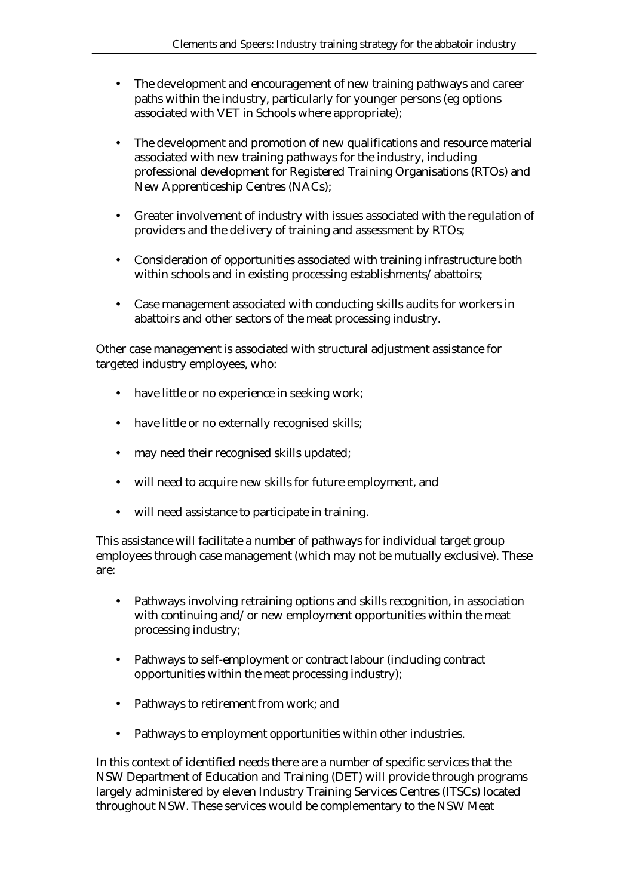- The development and encouragement of new training pathways and career paths within the industry, particularly for younger persons (eg options associated with VET in Schools where appropriate);

- The development and promotion of new qualifications and resource material associated with new training pathways for the industry, including professional development for Registered Training Organisations (RTOs) and New Apprenticeship Centres (NACs);

- Greater involvement of industry with issues associated with the regulation of providers and the delivery of training and assessment by RTOs;

- Consideration of opportunities associated with training infrastructure both within schools and in existing processing establishments/abattoirs;

- Case management associated with conducting skills audits for workers in abattoirs and other sectors of the meat processing industry.

Other case management is associated with structural adjustment assistance for targeted industry employees, who:

- have little or no experience in seeking work;

- have little or no externally recognised skills;

- may need their recognised skills updated;

- will need to acquire new skills for future employment, and

- will need assistance to participate in training.

This assistance will facilitate a number of pathways for individual target group employees through case management (which may not be mutually exclusive). These are:

- Pathways involving retraining options and skills recognition, in association with continuing and/or new employment opportunities within the meat processing industry;

- Pathways to self-employment or contract labour (including contract opportunities within the meat processing industry);

- Pathways to retirement from work; and

- Pathways to employment opportunities within other industries.

In this context of identified needs there are a number of specific services that the NSW Department of Education and Training (DET) will provide through programs largely administered by eleven Industry Training Services Centres (ITSCs) located throughout NSW. These services would be complementary to the NSW Meat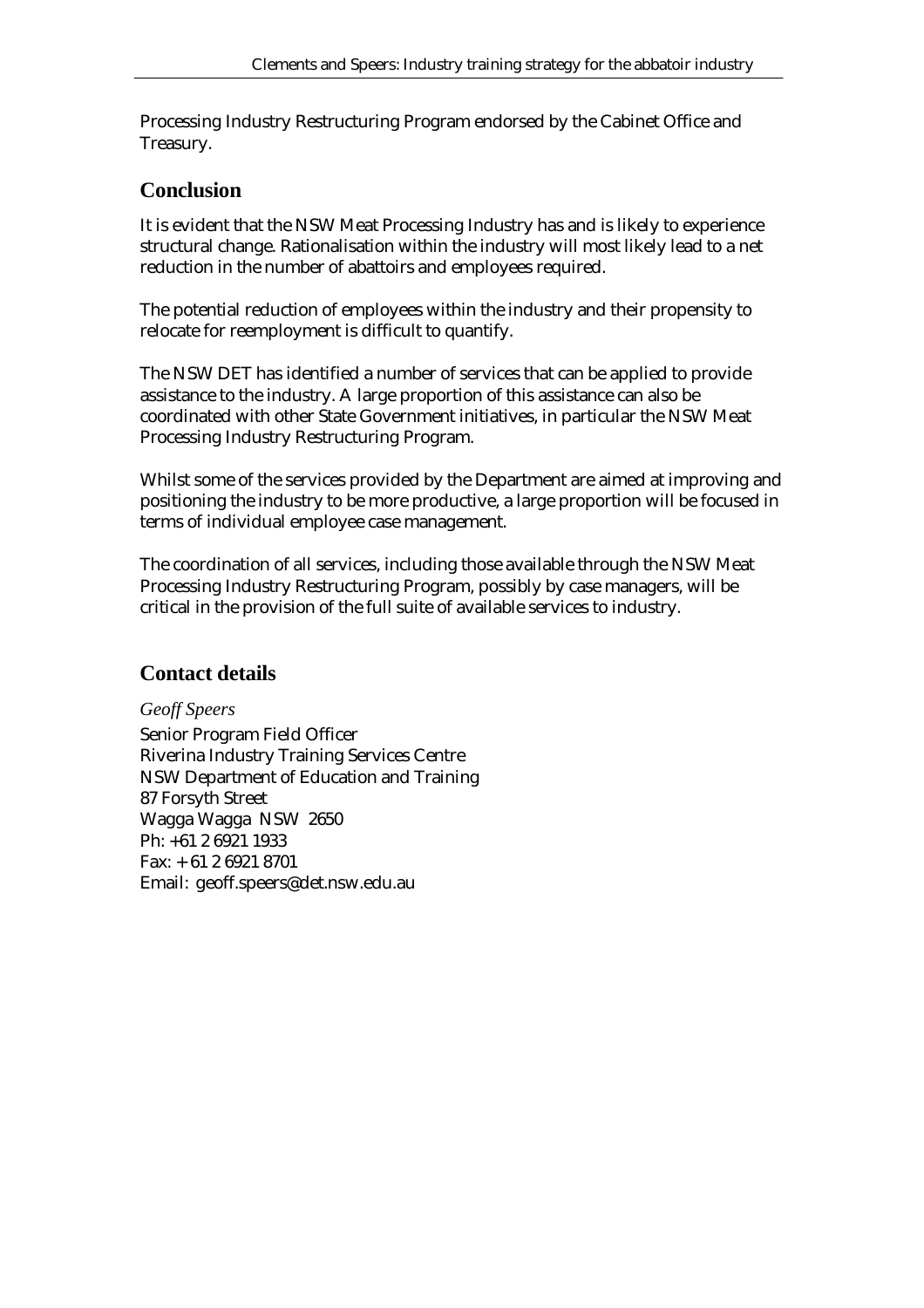Processing Industry Restructuring Program endorsed by the Cabinet Office and Treasury.

## Conclusion

It is evident that the NSW Meat Processing Industry has and is likely to experience structural change. Rationalisation within the industry will most likely lead to a net reduction in the number of abattoirs and employees required.

The potential reduction of employees within the industry and their propensity to relocate for reemployment is difficult to quantify.

The NSW DET has identified a number of services that can be applied to provide assistance to the industry. A large proportion of this assistance can also be coordinated with other State Government initiatives, in particular the NSW Meat Processing Industry Restructuring Program.

Whilst some of the services provided by the Department are aimed at improving and positioning the industry to be more productive, a large proportion will be focused in terms of individual employee case management.

The coordination of all services, including those available through the NSW Meat Processing Industry Restructuring Program, possibly by case managers, will be critical in the provision of the full suite of available services to industry.

## Contact details

*Geoff Speers*
Senior Program Field Officer
Riverina Industry Training Services Centre
NSW Department of Education and Training
87 Forsyth Street
Wagga Wagga NSW 2650
Ph: +61 2 6921 1933
Fax: + 61 2 6921 8701
Email: geoff.speers@det.nsw.edu.au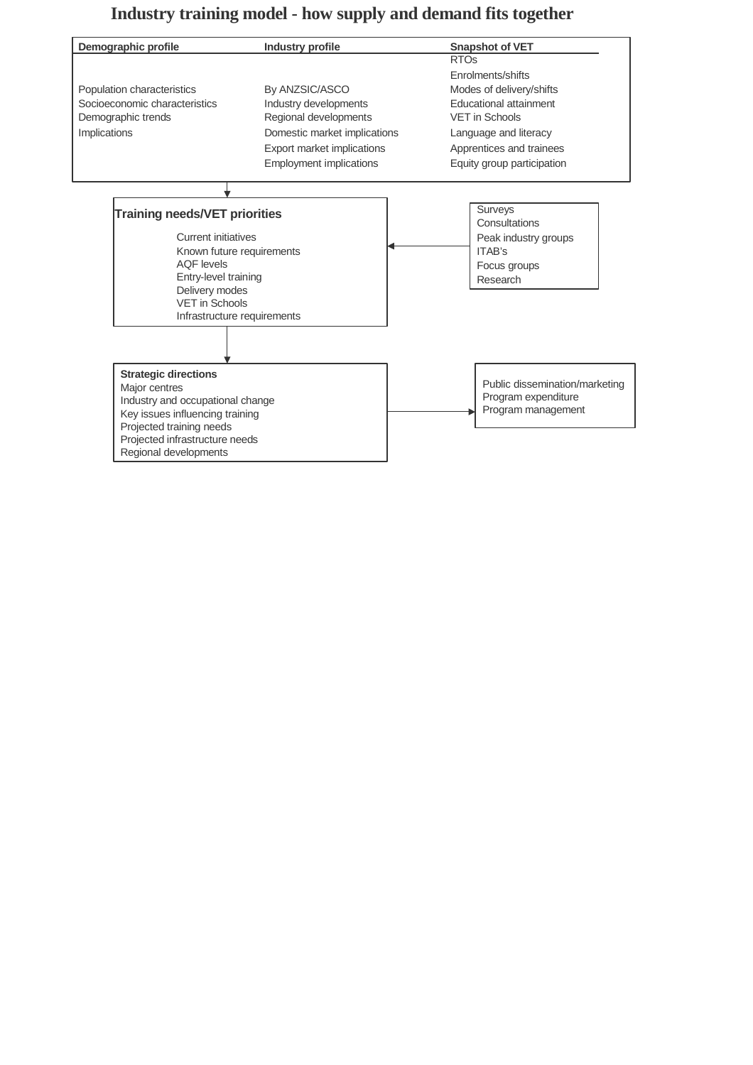# Industry training model - how supply and demand fits together

**Demographic profile**

Population characteristics
Socioeconomic characteristics
Demographic trends
Implications

**Industry profile**

By ANZSIC/ASCO
Industry developments
Regional developments
Domestic market implications
Export market implications
Employment implications

**Snapshot of VET**

RTOs
Enrolments/shifts
Modes of delivery/shifts
Educational attainment
VET in Schools
Language and literacy
Apprentices and trainees
Equity group participation

**Training needs/VET priorities**

Current initiatives
Known future requirements
AQF levels
Entry-level training
Delivery modes
VET in Schools
Infrastructure requirements

Surveys
Consultations
Peak industry groups
ITAB's
Focus groups
Research

**Strategic directions**

Major centres
Industry and occupational change
Key issues influencing training
Projected training needs
Projected infrastructure needs
Regional developments

Public dissemination/marketing
Program expenditure
Program management